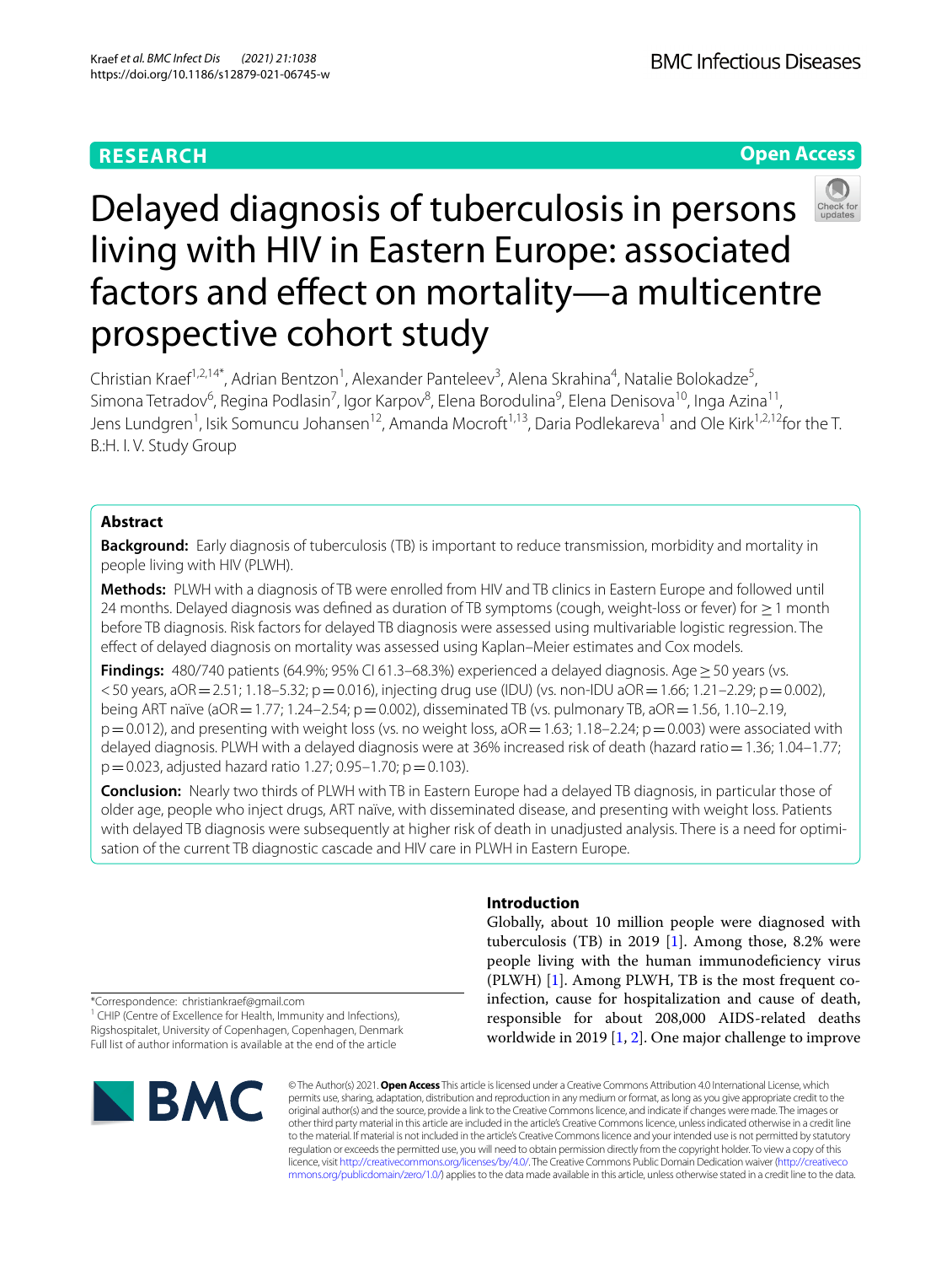RESEARCH

Open Access

# Delayed diagnosis of tuberculosis in persons living with HIV in Eastern Europe: associated factors and effect on mortality—a multicentre prospective cohort study

Christian Kraef[1,2,14*], Adrian Bentzon[1], Alexander Panteleev[3], Alena Skrahina[4], Natalie Bolokadze[5], Simona Tetradov[6], Regina Podlasin[7], Igor Karpov[8], Elena Borodulina[9], Elena Denisova[10], Inga Azina[11], Jens Lundgren[1], Isik Somuncu Johansen[12], Amanda Mocroft[1,13], Daria Podlekareva[1] and Ole Kirk[1,2,12] for the T.B.:H. I. V. Study Group

## Abstract

**Background:** Early diagnosis of tuberculosis (TB) is important to reduce transmission, morbidity and mortality in people living with HIV (PLWH).

**Methods:** PLWH with a diagnosis of TB were enrolled from HIV and TB clinics in Eastern Europe and followed until 24 months. Delayed diagnosis was defined as duration of TB symptoms (cough, weight-loss or fever) for ≥ 1 month before TB diagnosis. Risk factors for delayed TB diagnosis were assessed using multivariable logistic regression. The effect of delayed diagnosis on mortality was assessed using Kaplan–Meier estimates and Cox models.

**Findings:** 480/740 patients (64.9%; 95% CI 61.3–68.3%) experienced a delayed diagnosis. Age ≥ 50 years (vs. < 50 years, aOR = 2.51; 1.18–5.32; p = 0.016), injecting drug use (IDU) (vs. non-IDU aOR = 1.66; 1.21–2.29; p = 0.002), being ART naïve (aOR = 1.77; 1.24–2.54; p = 0.002), disseminated TB (vs. pulmonary TB, aOR = 1.56, 1.10–2.19, p = 0.012), and presenting with weight loss (vs. no weight loss, aOR = 1.63; 1.18–2.24; p = 0.003) were associated with delayed diagnosis. PLWH with a delayed diagnosis were at 36% increased risk of death (hazard ratio = 1.36; 1.04–1.77; p = 0.023, adjusted hazard ratio 1.27; 0.95–1.70; p = 0.103).

**Conclusion:** Nearly two thirds of PLWH with TB in Eastern Europe had a delayed TB diagnosis, in particular those of older age, people who inject drugs, ART naïve, with disseminated disease, and presenting with weight loss. Patients with delayed TB diagnosis were subsequently at higher risk of death in unadjusted analysis. There is a need for optimisation of the current TB diagnostic cascade and HIV care in PLWH in Eastern Europe.

## Introduction

Globally, about 10 million people were diagnosed with tuberculosis (TB) in 2019 [1]. Among those, 8.2% were people living with the human immunodeficiency virus (PLWH) [1]. Among PLWH, TB is the most frequent co-infection, cause for hospitalization and cause of death, responsible for about 208,000 AIDS-related deaths worldwide in 2019 [1, 2]. One major challenge to improve

*Correspondence: christiankraef@gmail.com
[1] CHIP (Centre of Excellence for Health, Immunity and Infections), Rigshospitalet, University of Copenhagen, Copenhagen, Denmark
Full list of author information is available at the end of the article

© The Author(s) 2021. **Open Access** This article is licensed under a Creative Commons Attribution 4.0 International License, which permits use, sharing, adaptation, distribution and reproduction in any medium or format, as long as you give appropriate credit to the original author(s) and the source, provide a link to the Creative Commons licence, and indicate if changes were made. The images or other third party material in this article are included in the article's Creative Commons licence, unless indicated otherwise in a credit line to the material. If material is not included in the article's Creative Commons licence and your intended use is not permitted by statutory regulation or exceeds the permitted use, you will need to obtain permission directly from the copyright holder. To view a copy of this licence, visit http://creativecommons.org/licenses/by/4.0/. The Creative Commons Public Domain Dedication waiver (http://creativecommons.org/publicdomain/zero/1.0/) applies to the data made available in this article, unless otherwise stated in a credit line to the data.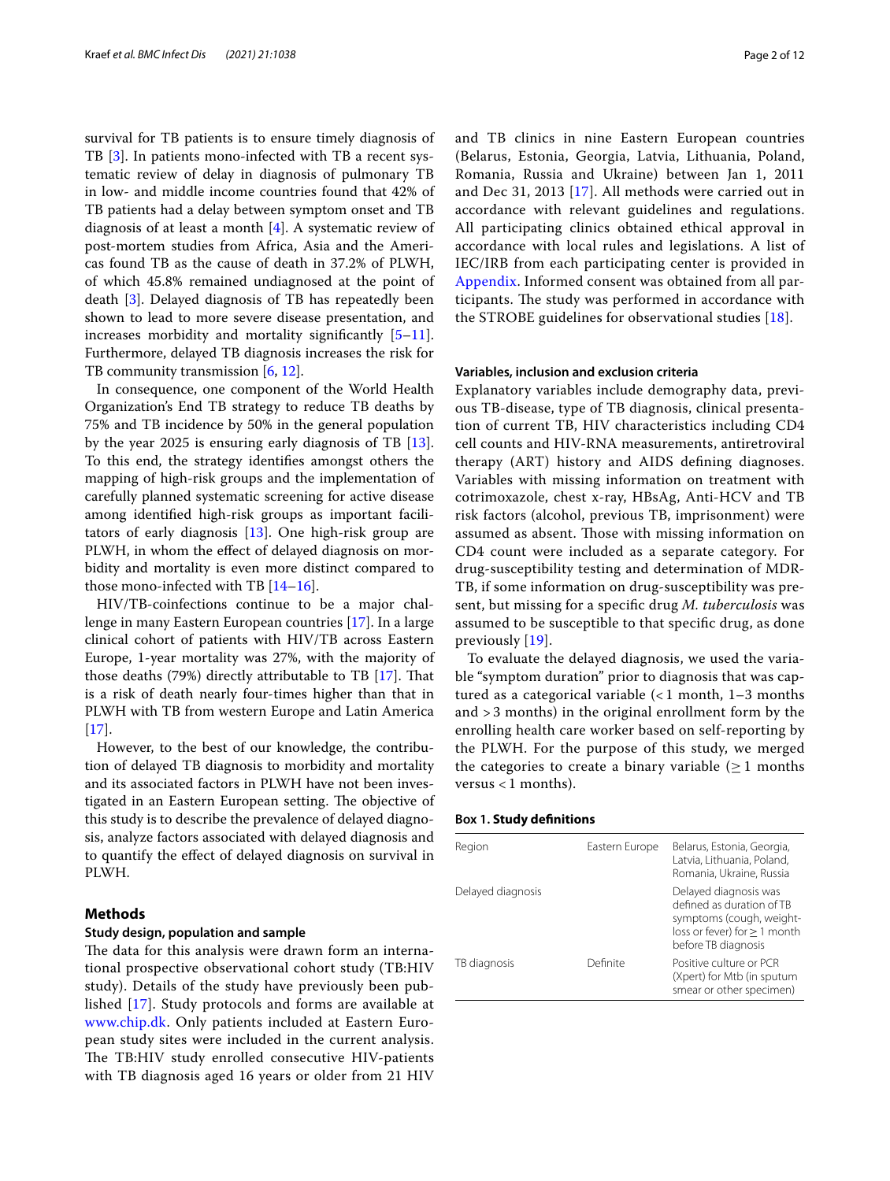survival for TB patients is to ensure timely diagnosis of TB [3]. In patients mono-infected with TB a recent systematic review of delay in diagnosis of pulmonary TB in low- and middle income countries found that 42% of TB patients had a delay between symptom onset and TB diagnosis of at least a month [4]. A systematic review of post-mortem studies from Africa, Asia and the Americas found TB as the cause of death in 37.2% of PLWH, of which 45.8% remained undiagnosed at the point of death [3]. Delayed diagnosis of TB has repeatedly been shown to lead to more severe disease presentation, and increases morbidity and mortality significantly [5–11]. Furthermore, delayed TB diagnosis increases the risk for TB community transmission [6, 12].

In consequence, one component of the World Health Organization's End TB strategy to reduce TB deaths by 75% and TB incidence by 50% in the general population by the year 2025 is ensuring early diagnosis of TB [13]. To this end, the strategy identifies amongst others the mapping of high-risk groups and the implementation of carefully planned systematic screening for active disease among identified high-risk groups as important facilitators of early diagnosis [13]. One high-risk group are PLWH, in whom the effect of delayed diagnosis on morbidity and mortality is even more distinct compared to those mono-infected with TB [14–16].

HIV/TB-coinfections continue to be a major challenge in many Eastern European countries [17]. In a large clinical cohort of patients with HIV/TB across Eastern Europe, 1-year mortality was 27%, with the majority of those deaths (79%) directly attributable to TB [17]. That is a risk of death nearly four-times higher than that in PLWH with TB from western Europe and Latin America [17].

However, to the best of our knowledge, the contribution of delayed TB diagnosis to morbidity and mortality and its associated factors in PLWH have not been investigated in an Eastern European setting. The objective of this study is to describe the prevalence of delayed diagnosis, analyze factors associated with delayed diagnosis and to quantify the effect of delayed diagnosis on survival in PLWH.

## Methods

### Study design, population and sample

The data for this analysis were drawn form an international prospective observational cohort study (TB:HIV study). Details of the study have previously been published [17]. Study protocols and forms are available at www.chip.dk. Only patients included at Eastern European study sites were included in the current analysis. The TB:HIV study enrolled consecutive HIV-patients with TB diagnosis aged 16 years or older from 21 HIV and TB clinics in nine Eastern European countries (Belarus, Estonia, Georgia, Latvia, Lithuania, Poland, Romania, Russia and Ukraine) between Jan 1, 2011 and Dec 31, 2013 [17]. All methods were carried out in accordance with relevant guidelines and regulations. All participating clinics obtained ethical approval in accordance with local rules and legislations. A list of IEC/IRB from each participating center is provided in Appendix. Informed consent was obtained from all participants. The study was performed in accordance with the STROBE guidelines for observational studies [18].

### Variables, inclusion and exclusion criteria

Explanatory variables include demography data, previous TB-disease, type of TB diagnosis, clinical presentation of current TB, HIV characteristics including CD4 cell counts and HIV-RNA measurements, antiretroviral therapy (ART) history and AIDS defining diagnoses. Variables with missing information on treatment with cotrimoxazole, chest x-ray, HBsAg, Anti-HCV and TB risk factors (alcohol, previous TB, imprisonment) were assumed as absent. Those with missing information on CD4 count were included as a separate category. For drug-susceptibility testing and determination of MDR-TB, if some information on drug-susceptibility was present, but missing for a specific drug *M. tuberculosis* was assumed to be susceptible to that specific drug, as done previously [19].

To evaluate the delayed diagnosis, we used the variable "symptom duration" prior to diagnosis that was captured as a categorical variable (< 1 month, 1–3 months and > 3 months) in the original enrollment form by the enrolling health care worker based on self-reporting by the PLWH. For the purpose of this study, we merged the categories to create a binary variable (≥ 1 months versus < 1 months).

**Box 1. Study definitions**

| | | |
|---|---|---|
| Region | Eastern Europe | Belarus, Estonia, Georgia, Latvia, Lithuania, Poland, Romania, Ukraine, Russia |
| Delayed diagnosis | | Delayed diagnosis was defined as duration of TB symptoms (cough, weight-loss or fever) for ≥ 1 month before TB diagnosis |
| TB diagnosis | Definite | Positive culture or PCR (Xpert) for Mtb (in sputum smear or other specimen) |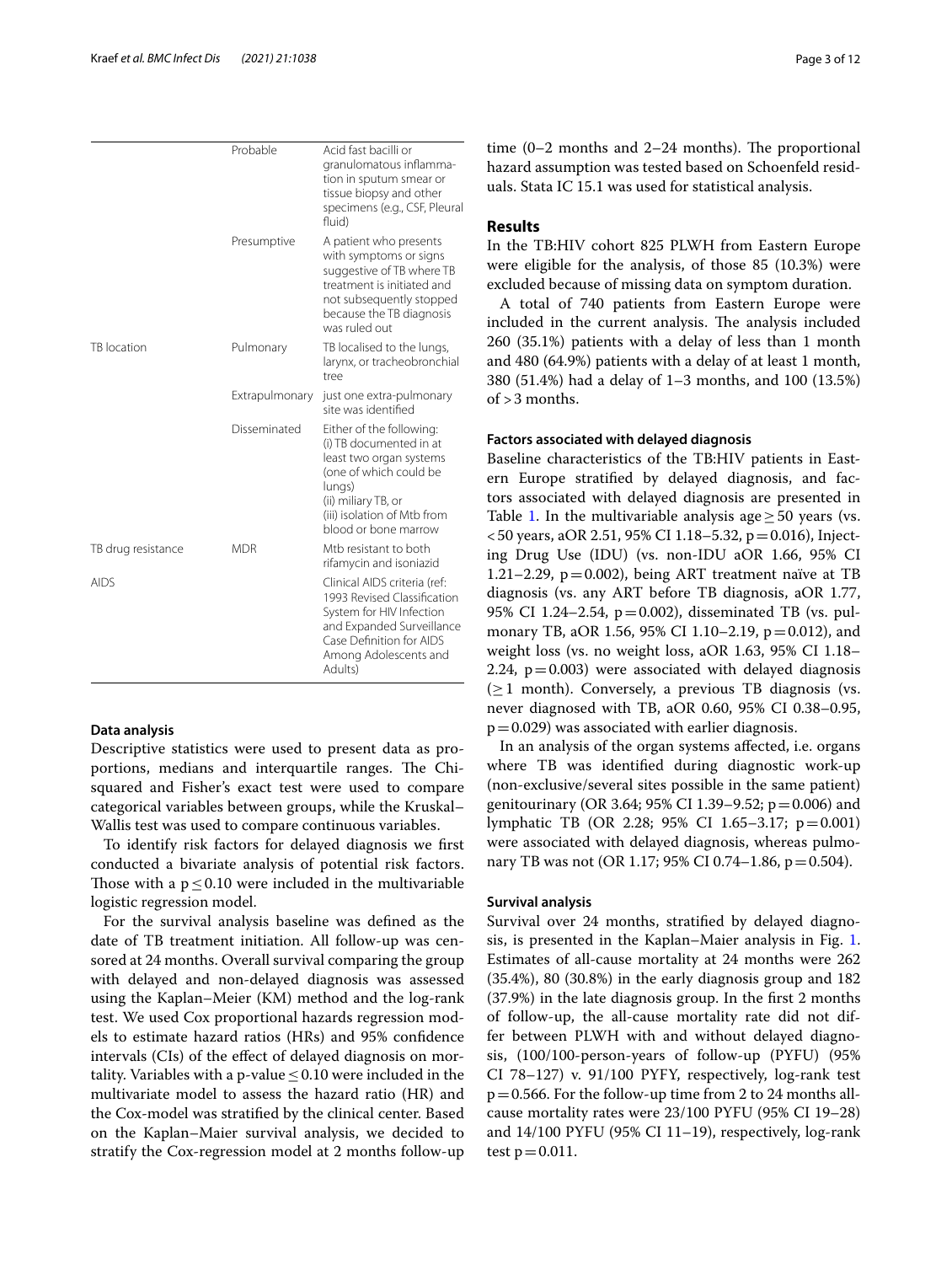| | | |
|---|---|---|
| | Probable | Acid fast bacilli or granulomatous inflammation in sputum smear or tissue biopsy and other specimens (e.g., CSF, Pleural fluid) |
| | Presumptive | A patient who presents with symptoms or signs suggestive of TB where TB treatment is initiated and not subsequently stopped because the TB diagnosis was ruled out |
| TB location | Pulmonary | TB localised to the lungs, larynx, or tracheobronchial tree |
| | Extrapulmonary | just one extra-pulmonary site was identified |
| | Disseminated | Either of the following: (i) TB documented in at least two organ systems (one of which could be lungs) (ii) miliary TB, or (iii) isolation of Mtb from blood or bone marrow |
| TB drug resistance | MDR | Mtb resistant to both rifamycin and isoniazid |
| AIDS | | Clinical AIDS criteria (ref: 1993 Revised Classification System for HIV Infection and Expanded Surveillance Case Definition for AIDS Among Adolescents and Adults) |

### Data analysis

Descriptive statistics were used to present data as proportions, medians and interquartile ranges. The Chi-squared and Fisher's exact test were used to compare categorical variables between groups, while the Kruskal–Wallis test was used to compare continuous variables.

To identify risk factors for delayed diagnosis we first conducted a bivariate analysis of potential risk factors. Those with a $p \leq 0.10$ were included in the multivariable logistic regression model.

For the survival analysis baseline was defined as the date of TB treatment initiation. All follow-up was censored at 24 months. Overall survival comparing the group with delayed and non-delayed diagnosis was assessed using the Kaplan–Meier (KM) method and the log-rank test. We used Cox proportional hazards regression models to estimate hazard ratios (HRs) and 95% confidence intervals (CIs) of the effect of delayed diagnosis on mortality. Variables with a p-value $\leq 0.10$ were included in the multivariate model to assess the hazard ratio (HR) and the Cox-model was stratified by the clinical center. Based on the Kaplan–Maier survival analysis, we decided to stratify the Cox-regression model at 2 months follow-up time (0–2 months and 2–24 months). The proportional hazard assumption was tested based on Schoenfeld residuals. Stata IC 15.1 was used for statistical analysis.

## Results

In the TB:HIV cohort 825 PLWH from Eastern Europe were eligible for the analysis, of those 85 (10.3%) were excluded because of missing data on symptom duration.

A total of 740 patients from Eastern Europe were included in the current analysis. The analysis included 260 (35.1%) patients with a delay of less than 1 month and 480 (64.9%) patients with a delay of at least 1 month, 380 (51.4%) had a delay of 1–3 months, and 100 (13.5%) of > 3 months.

### Factors associated with delayed diagnosis

Baseline characteristics of the TB:HIV patients in Eastern Europe stratified by delayed diagnosis, and factors associated with delayed diagnosis are presented in Table 1. In the multivariable analysis age $\geq$ 50 years (vs. < 50 years, aOR 2.51, 95% CI 1.18–5.32, $p = 0.016$), Injecting Drug Use (IDU) (vs. non-IDU aOR 1.66, 95% CI 1.21–2.29, $p = 0.002$), being ART treatment naïve at TB diagnosis (vs. any ART before TB diagnosis, aOR 1.77, 95% CI 1.24–2.54, $p = 0.002$), disseminated TB (vs. pulmonary TB, aOR 1.56, 95% CI 1.10–2.19, $p = 0.012$), and weight loss (vs. no weight loss, aOR 1.63, 95% CI 1.18–2.24, $p = 0.003$) were associated with delayed diagnosis ($\geq$ 1 month). Conversely, a previous TB diagnosis (vs. never diagnosed with TB, aOR 0.60, 95% CI 0.38–0.95, $p = 0.029$) was associated with earlier diagnosis.

In an analysis of the organ systems affected, i.e. organs where TB was identified during diagnostic work-up (non-exclusive/several sites possible in the same patient) genitourinary (OR 3.64; 95% CI 1.39–9.52; $p = 0.006$) and lymphatic TB (OR 2.28; 95% CI 1.65–3.17; $p = 0.001$) were associated with delayed diagnosis, whereas pulmonary TB was not (OR 1.17; 95% CI 0.74–1.86, $p = 0.504$).

### Survival analysis

Survival over 24 months, stratified by delayed diagnosis, is presented in the Kaplan–Maier analysis in Fig. 1. Estimates of all-cause mortality at 24 months were 262 (35.4%), 80 (30.8%) in the early diagnosis group and 182 (37.9%) in the late diagnosis group. In the first 2 months of follow-up, the all-cause mortality rate did not differ between PLWH with and without delayed diagnosis, (100/100-person-years of follow-up (PYFU) (95% CI 78–127) v. 91/100 PYFY, respectively, log-rank test $p = 0.566$. For the follow-up time from 2 to 24 months all-cause mortality rates were 23/100 PYFU (95% CI 19–28) and 14/100 PYFU (95% CI 11–19), respectively, log-rank test $p = 0.011$.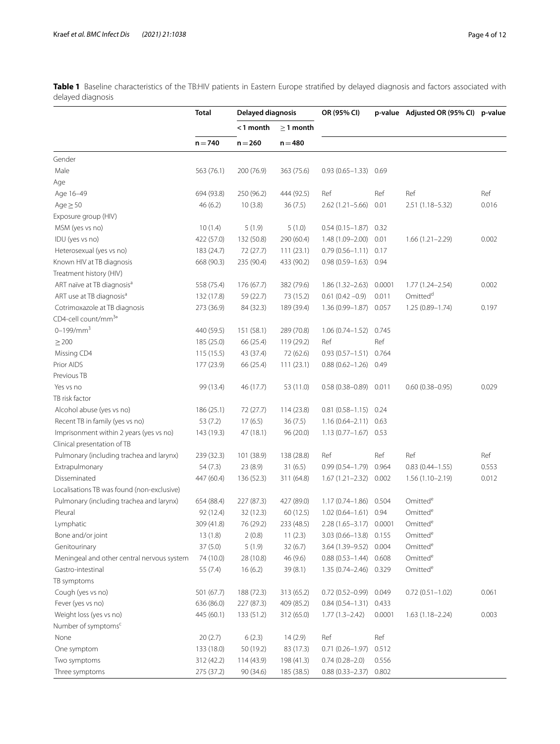**Table 1** Baseline characteristics of the TB:HIV patients in Eastern Europe stratified by delayed diagnosis and factors associated with delayed diagnosis

| | Total | Delayed diagnosis | | OR (95% CI) | p-value | Adjusted OR (95% CI) | p-value |
|---|---|---|---|---|---|---|---|
| | | < 1 month | ≥ 1 month | | | | |
| | n = 740 | n = 260 | n = 480 | | | | |
| Gender | | | | | | | |
| Male | 563 (76.1) | 200 (76.9) | 363 (75.6) | 0.93 (0.65–1.33) | 0.69 | | |
| Age | | | | | | | |
| Age 16–49 | 694 (93.8) | 250 (96.2) | 444 (92.5) | Ref | Ref | Ref | Ref |
| Age ≥ 50 | 46 (6.2) | 10 (3.8) | 36 (7.5) | 2.62 (1.21–5.66) | 0.01 | 2.51 (1.18–5.32) | 0.016 |
| Exposure group (HIV) | | | | | | | |
| MSM (yes vs no) | 10 (1.4) | 5 (1.9) | 5 (1.0) | 0.54 (0.15–1.87) | 0.32 | | |
| IDU (yes vs no) | 422 (57.0) | 132 (50.8) | 290 (60.4) | 1.48 (1.09–2.00) | 0.01 | 1.66 (1.21–2.29) | 0.002 |
| Heterosexual (yes vs no) | 183 (24.7) | 72 (27.7) | 111 (23.1) | 0.79 (0.56–1.11) | 0.17 | | |
| Known HIV at TB diagnosis | 668 (90.3) | 235 (90.4) | 433 (90.2) | 0.98 (0.59–1.63) | 0.94 | | |
| Treatment history (HIV) | | | | | | | |
| ART naïve at TB diagnosis[a] | 558 (75.4) | 176 (67.7) | 382 (79.6) | 1.86 (1.32–2.63) | 0.0001 | 1.77 (1.24–2.54) | 0.002 |
| ART use at TB diagnosis[a] | 132 (17.8) | 59 (22.7) | 73 (15.2) | 0.61 (0.42 –0.9) | 0.011 | Omitted[d] | |
| Cotrimoxazole at TB diagnosis | 273 (36.9) | 84 (32.3) | 189 (39.4) | 1.36 (0.99–1.87) | 0.057 | 1.25 (0.89–1.74) | 0.197 |
| CD4-cell count/mm[3a] | | | | | | | |
| 0–199/mm$^3$ | 440 (59.5) | 151 (58.1) | 289 (70.8) | 1.06 (0.74–1.52) | 0.745 | | |
| ≥ 200 | 185 (25.0) | 66 (25.4) | 119 (29.2) | Ref | Ref | | |
| Missing CD4 | 115 (15.5) | 43 (37.4) | 72 (62.6) | 0.93 (0.57–1.51) | 0.764 | | |
| Prior AIDS | 177 (23.9) | 66 (25.4) | 111 (23.1) | 0.88 (0.62–1.26) | 0.49 | | |
| Previous TB | | | | | | | |
| Yes vs no | 99 (13.4) | 46 (17.7) | 53 (11.0) | 0.58 (0.38–0.89) | 0.011 | 0.60 (0.38–0.95) | 0.029 |
| TB risk factor | | | | | | | |
| Alcohol abuse (yes vs no) | 186 (25.1) | 72 (27.7) | 114 (23.8) | 0.81 (0.58–1.15) | 0.24 | | |
| Recent TB in family (yes vs no) | 53 (7.2) | 17 (6.5) | 36 (7.5) | 1.16 (0.64–2.11) | 0.63 | | |
| Imprisonment within 2 years (yes vs no) | 143 (19.3) | 47 (18.1) | 96 (20.0) | 1.13 (0.77–1.67) | 0.53 | | |
| Clinical presentation of TB | | | | | | | |
| Pulmonary (including trachea and larynx) | 239 (32.3) | 101 (38.9) | 138 (28.8) | Ref | Ref | Ref | Ref |
| Extrapulmonary | 54 (7.3) | 23 (8.9) | 31 (6.5) | 0.99 (0.54–1.79) | 0.964 | 0.83 (0.44–1.55) | 0.553 |
| Disseminated | 447 (60.4) | 136 (52.3) | 311 (64.8) | 1.67 (1.21–2.32) | 0.002 | 1.56 (1.10–2.19) | 0.012 |
| Localisations TB was found (non-exclusive) | | | | | | | |
| Pulmonary (including trachea and larynx) | 654 (88.4) | 227 (87.3) | 427 (89.0) | 1.17 (0.74–1.86) | 0.504 | Omitted[e] | |
| Pleural | 92 (12.4) | 32 (12.3) | 60 (12.5) | 1.02 (0.64–1.61) | 0.94 | Omitted[e] | |
| Lymphatic | 309 (41.8) | 76 (29.2) | 233 (48.5) | 2.28 (1.65–3.17) | 0.0001 | Omitted[e] | |
| Bone and/or joint | 13 (1.8) | 2 (0.8) | 11 (2.3) | 3.03 (0.66–13.8) | 0.155 | Omitted[e] | |
| Genitourinary | 37 (5.0) | 5 (1.9) | 32 (6.7) | 3.64 (1.39–9.52) | 0.004 | Omitted[e] | |
| Meningeal and other central nervous system | 74 (10.0) | 28 (10.8) | 46 (9.6) | 0.88 (0.53–1.44) | 0.608 | Omitted[e] | |
| Gastro-intestinal | 55 (7.4) | 16 (6.2) | 39 (8.1) | 1.35 (0.74–2.46) | 0.329 | Omitted[e] | |
| TB symptoms | | | | | | | |
| Cough (yes vs no) | 501 (67.7) | 188 (72.3) | 313 (65.2) | 0.72 (0.52–0.99) | 0.049 | 0.72 (0.51–1.02) | 0.061 |
| Fever (yes vs no) | 636 (86.0) | 227 (87.3) | 409 (85.2) | 0.84 (0.54–1.31) | 0.433 | | |
| Weight loss (yes vs no) | 445 (60.1) | 133 (51.2) | 312 (65.0) | 1.77 (1.3–2.42) | 0.0001 | 1.63 (1.18–2.24) | 0.003 |
| Number of symptoms[c] | | | | | | | |
| None | 20 (2.7) | 6 (2.3) | 14 (2.9) | Ref | Ref | | |
| One symptom | 133 (18.0) | 50 (19.2) | 83 (17.3) | 0.71 (0.26–1.97) | 0.512 | | |
| Two symptoms | 312 (42.2) | 114 (43.9) | 198 (41.3) | 0.74 (0.28–2.0) | 0.556 | | |
| Three symptoms | 275 (37.2) | 90 (34.6) | 185 (38.5) | 0.88 (0.33–2.37) | 0.802 | | |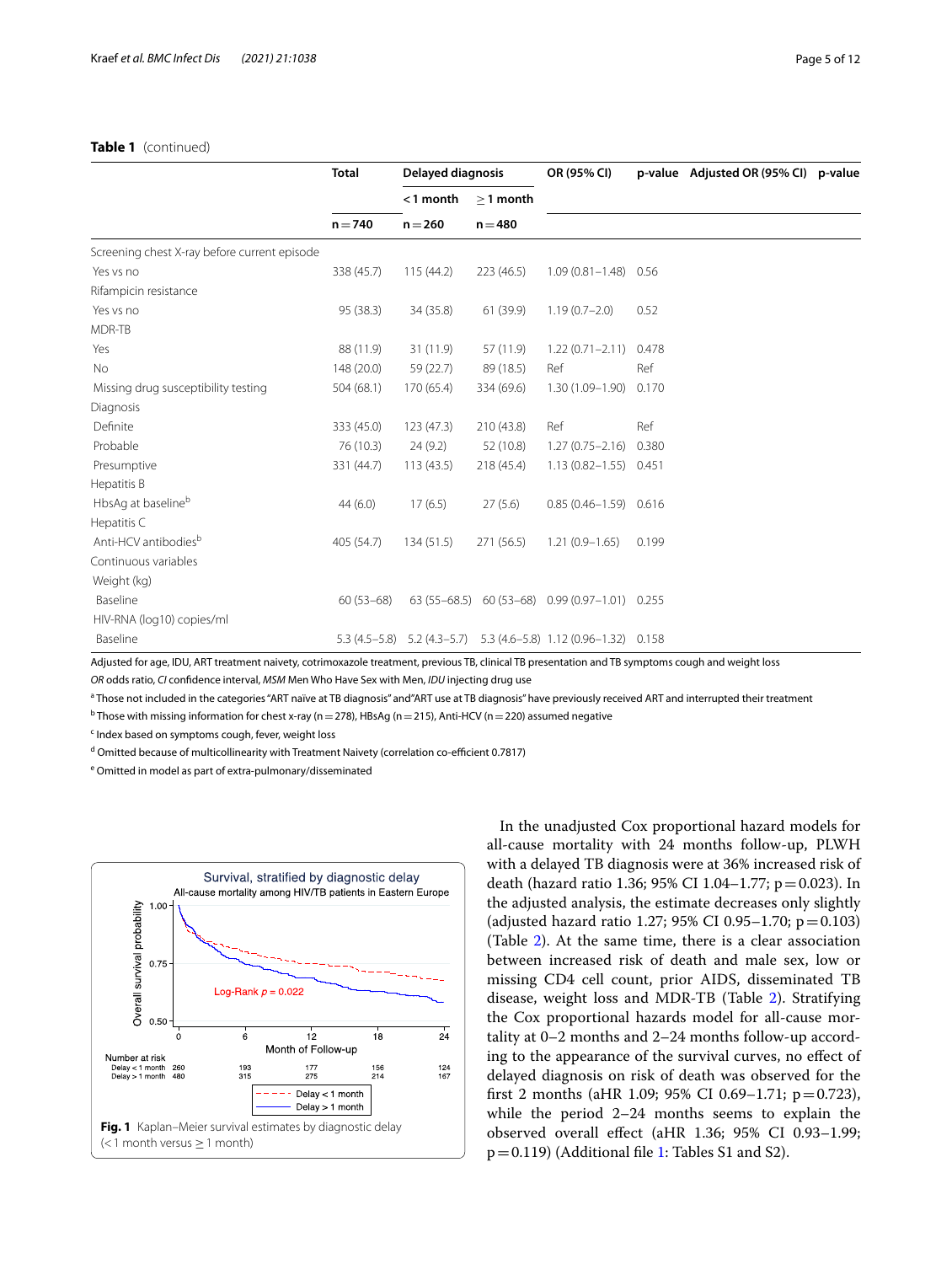**Table 1** (continued)

| | Total | Delayed diagnosis | | OR (95% CI) | p-value | Adjusted OR (95% CI) | p-value |
|---|---|---|---|---|---|---|---|
| | | < 1 month | ≥ 1 month | | | | |
| | n = 740 | n = 260 | n = 480 | | | | |
| Screening chest X-ray before current episode | | | | | | | |
| Yes vs no | 338 (45.7) | 115 (44.2) | 223 (46.5) | 1.09 (0.81–1.48) | 0.56 | | |
| Rifampicin resistance | | | | | | | |
| Yes vs no | 95 (38.3) | 34 (35.8) | 61 (39.9) | 1.19 (0.7–2.0) | 0.52 | | |
| MDR-TB | | | | | | | |
| Yes | 88 (11.9) | 31 (11.9) | 57 (11.9) | 1.22 (0.71–2.11) | 0.478 | | |
| No | 148 (20.0) | 59 (22.7) | 89 (18.5) | Ref | Ref | | |
| Missing drug susceptibility testing | 504 (68.1) | 170 (65.4) | 334 (69.6) | 1.30 (1.09–1.90) | 0.170 | | |
| Diagnosis | | | | | | | |
| Definite | 333 (45.0) | 123 (47.3) | 210 (43.8) | Ref | Ref | | |
| Probable | 76 (10.3) | 24 (9.2) | 52 (10.8) | 1.27 (0.75–2.16) | 0.380 | | |
| Presumptive | 331 (44.7) | 113 (43.5) | 218 (45.4) | 1.13 (0.82–1.55) | 0.451 | | |
| Hepatitis B | | | | | | | |
| HbsAg at baseline[b] | 44 (6.0) | 17 (6.5) | 27 (5.6) | 0.85 (0.46–1.59) | 0.616 | | |
| Hepatitis C | | | | | | | |
| Anti-HCV antibodies[b] | 405 (54.7) | 134 (51.5) | 271 (56.5) | 1.21 (0.9–1.65) | 0.199 | | |
| Continuous variables | | | | | | | |
| Weight (kg) | | | | | | | |
| Baseline | 60 (53–68) | 63 (55–68.5) | 60 (53–68) | 0.99 (0.97–1.01) | 0.255 | | |
| HIV-RNA (log10) copies/ml | | | | | | | |
| Baseline | 5.3 (4.5–5.8) | 5.2 (4.3–5.7) | 5.3 (4.6–5.8) | 1.12 (0.96–1.32) | 0.158 | | |

Adjusted for age, IDU, ART treatment naivety, cotrimoxazole treatment, previous TB, clinical TB presentation and TB symptoms cough and weight loss

*OR* odds ratio, *CI* confidence interval, *MSM* Men Who Have Sex with Men, *IDU* injecting drug use

[a] Those not included in the categories "ART naïve at TB diagnosis" and "ART use at TB diagnosis" have previously received ART and interrupted their treatment

[b] Those with missing information for chest x-ray (n = 278), HBsAg (n = 215), Anti-HCV (n = 220) assumed negative

[c] Index based on symptoms cough, fever, weight loss

[d] Omitted because of multicollinearity with Treatment Naivety (correlation co-efficient 0.7817)

[e] Omitted in model as part of extra-pulmonary/disseminated

**Fig. 1** Kaplan–Meier survival estimates by diagnostic delay (< 1 month versus ≥ 1 month)

In the unadjusted Cox proportional hazard models for all-cause mortality with 24 months follow-up, PLWH with a delayed TB diagnosis were at 36% increased risk of death (hazard ratio 1.36; 95% CI 1.04–1.77; p = 0.023). In the adjusted analysis, the estimate decreases only slightly (adjusted hazard ratio 1.27; 95% CI 0.95–1.70; p = 0.103) (Table 2). At the same time, there is a clear association between increased risk of death and male sex, low or missing CD4 cell count, prior AIDS, disseminated TB disease, weight loss and MDR-TB (Table 2). Stratifying the Cox proportional hazards model for all-cause mortality at 0–2 months and 2–24 months follow-up according to the appearance of the survival curves, no effect of delayed diagnosis on risk of death was observed for the first 2 months (aHR 1.09; 95% CI 0.69–1.71; p = 0.723), while the period 2–24 months seems to explain the observed overall effect (aHR 1.36; 95% CI 0.93–1.99; p = 0.119) (Additional file 1: Tables S1 and S2).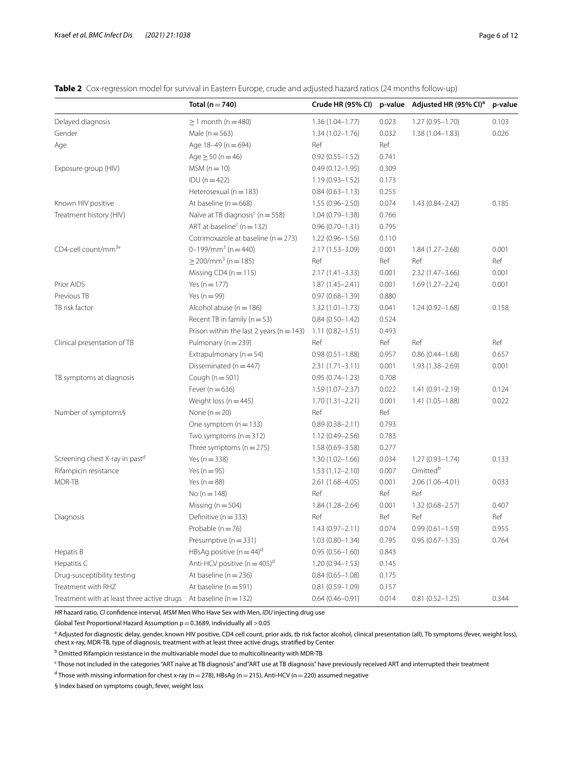**Table 2** Cox-regression model for survival in Eastern Europe, crude and adjusted hazard ratios (24 months follow-up)

| | Total (n = 740) | Crude HR (95% CI) | p-value | Adjusted HR (95% CI)[a] | p-value |
|---|---|---|---|---|---|
| Delayed diagnosis | ≥ 1 month (n = 480) | 1.36 (1.04–1.77) | 0.023 | 1.27 (0.95–1.70) | 0.103 |
| Gender | Male (n = 563) | 1.34 (1.02–1.76) | 0.032 | 1.38 (1.04–1.83) | 0.026 |
| Age | Age 18–49 (n = 694) | Ref | Ref | | |
| | Age ≥ 50 (n = 46) | 0.92 (0.55–1.52) | 0.741 | | |
| Exposure group (HIV) | MSM (n = 10) | 0.49 (0.12–1.95) | 0.309 | | |
| | IDU (n = 422) | 1.19 (0.93–1.52) | 0.173 | | |
| | Heterosexual (n = 183) | 0.84 (0.63–1.13) | 0.255 | | |
| Known HIV positive | At baseline (n = 668) | 1.55 (0.96–2.50) | 0.074 | 1.43 (0.84–2.42) | 0.185 |
| Treatment history (HIV) | Naïve at TB diagnosis[c] (n = 558) | 1.04 (0.79–1.38) | 0.766 | | |
| | ART at baseline[c] (n = 132) | 0.96 (0.70–1.31) | 0.795 | | |
| | Cotrimoxazole at baseline (n = 273) | 1.22 (0.96–1.56) | 0.110 | | |
| CD4-cell count/mm[3a] | 0–199/mm[3] (n = 440) | 2.17 (1.53–3.09) | 0.001 | 1.84 (1.27–2.68) | 0.001 |
| | ≥ 200/mm[3] (n = 185) | Ref | Ref | Ref | Ref |
| | Missing CD4 (n = 115) | 2.17 (1.41–3.33) | 0.001 | 2.32 (1.47–3.66) | 0.001 |
| Prior AIDS | Yes (n = 177) | 1.87 (1.45–2.41) | 0.001 | 1.69 (1.27–2.24) | 0.001 |
| Previous TB | Yes (n = 99) | 0.97 (0.68–1.39) | 0.880 | | |
| TB risk factor | Alcohol abuse (n = 186) | 1.32 (1.01–1.73) | 0.041 | 1.24 (0.92–1.68) | 0.158 |
| | Recent TB in family (n = 53) | 0.84 (0.50–1.42) | 0.524 | | |
| | Prison within the last 2 years (n = 143) | 1.11 (0.82–1.51) | 0.493 | | |
| Clinical presentation of TB | Pulmonary (n = 239) | Ref | Ref | Ref | Ref |
| | Extrapulmonary (n = 54) | 0.98 (0.51–1.88) | 0.957 | 0.86 (0.44–1.68) | 0.657 |
| | Disseminated (n = 447) | 2.31 (1.71–3.11) | 0.001 | 1.93 (1.38–2.69) | 0.001 |
| TB symptoms at diagnosis | Cough (n = 501) | 0.95 (0.74–1.23) | 0.708 | | |
| | Fever (n = 636) | 1.59 (1.07–2.37) | 0.022 | 1.41 (0.91–2.19) | 0.124 |
| | Weight loss (n = 445) | 1.70 (1.31–2.21) | 0.001 | 1.41 (1.05–1.88) | 0.022 |
| Number of symptoms§ | None (n = 20) | Ref | Ref | | |
| | One symptom (n = 133) | 0.89 (0.38–2.11) | 0.793 | | |
| | Two symptoms (n = 312) | 1.12 (0.49–2.56) | 0.783 | | |
| | Three symptoms (n = 275) | 1.58 (0.69–3.58) | 0.277 | | |
| Screening chest X-ray in past[d] | Yes (n = 338) | 1.30 (1.02–1.66) | 0.034 | 1.27 (0.93–1.74) | 0.133 |
| Rifampicin resistance | Yes (n = 95) | 1.53 (1.12–2.10) | 0.007 | Omitted[b] | |
| MDR-TB | Yes (n = 88) | 2.61 (1.68–4.05) | 0.001 | 2.06 (1.06–4.01) | 0.033 |
| | No (n = 148) | Ref | Ref | Ref | |
| | Missing (n = 504) | 1.84 (1.28–2.64) | 0.001 | 1.32 (0.68–2.57) | 0.407 |
| Diagnosis | Definitive (n = 333) | Ref | Ref | Ref | Ref |
| | Probable (n = 76) | 1.43 (0.97–2.11) | 0.074 | 0.99 (0.61–1.59) | 0.955 |
| | Presumptive (n = 331) | 1.03 (0.80–1.34) | 0.795 | 0.95 (0.67–1.35) | 0.764 |
| Hepatis B | HBsAg positive (n = 44)[d] | 0.95 (0.56–1.60) | 0.843 | | |
| Hepatitis C | Anti-HCV positive (n = 405)[d] | 1.20 (0.94–1.53) | 0.145 | | |
| Drug-susceptibility testing | At baseline (n = 236) | 0.84 (0.65–1.08) | 0.175 | | |
| Treatment with RHZ | At baseline (n = 591) | 0.81 (0.59–1.09) | 0.157 | | |
| Treatment with at least three active drugs | At baseline (n = 132) | 0.64 (0.46–0.91) | 0.014 | 0.81 (0.52–1.25) | 0.344 |

*HR* hazard ratio, *CI* confidence interval, *MSM* Men Who Have Sex with Men, *IDU* injecting drug use

Global Test Proportional Hazard Assumption p = 0.3689, individually all > 0.05

[a] Adjusted for diagnostic delay, gender, known HIV positive, CD4 cell count, prior aids, tb risk factor alcohol, clinical presentation (all), Tb symptoms (fever, weight loss), chest x-ray, MDR-TB, type of diagnosis, treatment with at least three active drugs, stratified by Center

[b] Omitted Rifampicin resistance in the multivariable model due to multicollinearity with MDR-TB

[c] Those not included in the categories "ART naïve at TB diagnosis" and "ART use at TB diagnosis" have previously received ART and interrupted their treatment

[d] Those with missing information for chest x-ray (n = 278), HBsAg (n = 215), Anti-HCV (n = 220) assumed negative

§ Index based on symptoms cough, fever, weight loss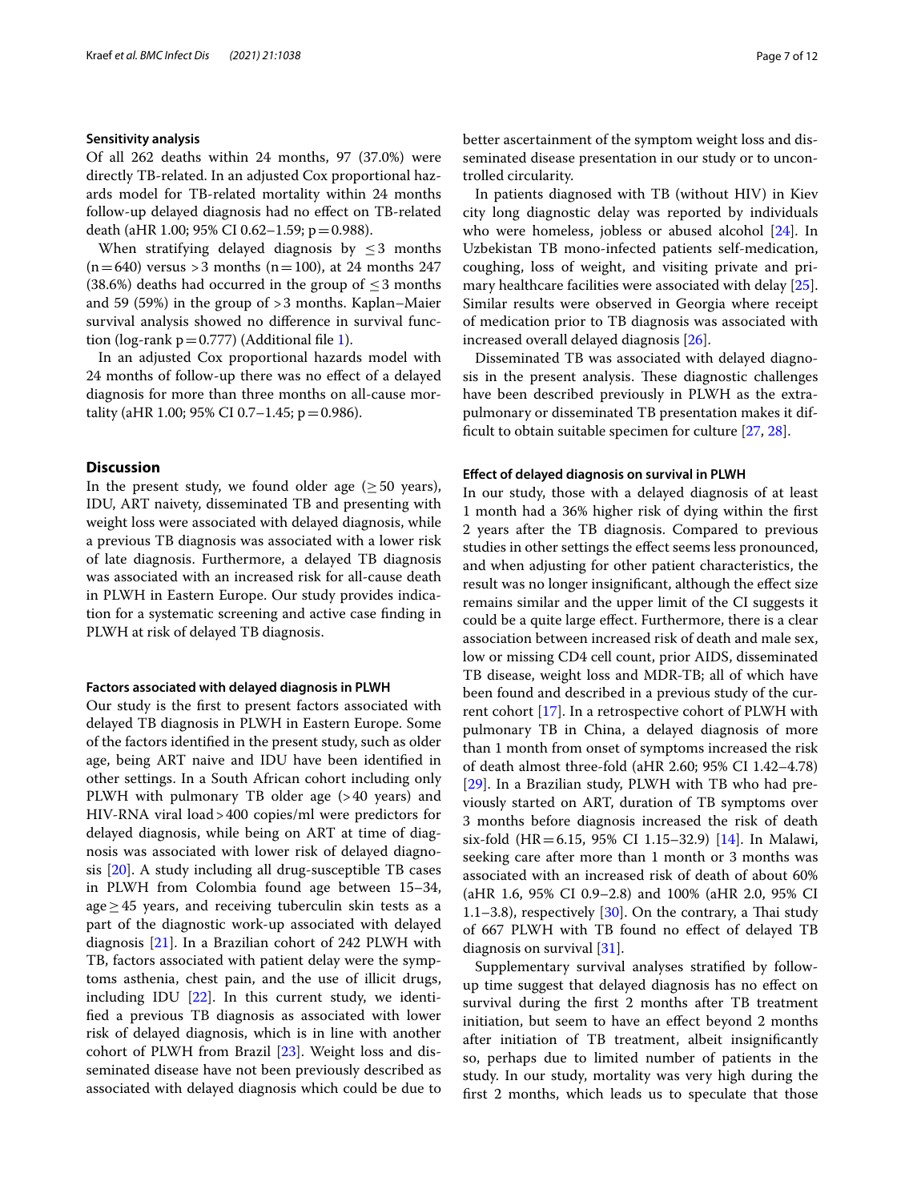#### Sensitivity analysis

Of all 262 deaths within 24 months, 97 (37.0%) were directly TB-related. In an adjusted Cox proportional hazards model for TB-related mortality within 24 months follow-up delayed diagnosis had no effect on TB-related death (aHR 1.00; 95% CI 0.62–1.59; p = 0.988).

When stratifying delayed diagnosis by ≤ 3 months (n = 640) versus > 3 months (n = 100), at 24 months 247 (38.6%) deaths had occurred in the group of ≤ 3 months and 59 (59%) in the group of > 3 months. Kaplan–Maier survival analysis showed no difference in survival function (log-rank p = 0.777) (Additional file 1).

In an adjusted Cox proportional hazards model with 24 months of follow-up there was no effect of a delayed diagnosis for more than three months on all-cause mortality (aHR 1.00; 95% CI 0.7–1.45; p = 0.986).

## Discussion

In the present study, we found older age (≥ 50 years), IDU, ART naivety, disseminated TB and presenting with weight loss were associated with delayed diagnosis, while a previous TB diagnosis was associated with a lower risk of late diagnosis. Furthermore, a delayed TB diagnosis was associated with an increased risk for all-cause death in PLWH in Eastern Europe. Our study provides indication for a systematic screening and active case finding in PLWH at risk of delayed TB diagnosis.

#### Factors associated with delayed diagnosis in PLWH

Our study is the first to present factors associated with delayed TB diagnosis in PLWH in Eastern Europe. Some of the factors identified in the present study, such as older age, being ART naive and IDU have been identified in other settings. In a South African cohort including only PLWH with pulmonary TB older age (> 40 years) and HIV-RNA viral load > 400 copies/ml were predictors for delayed diagnosis, while being on ART at time of diagnosis was associated with lower risk of delayed diagnosis [20]. A study including all drug-susceptible TB cases in PLWH from Colombia found age between 15–34, age ≥ 45 years, and receiving tuberculin skin tests as a part of the diagnostic work-up associated with delayed diagnosis [21]. In a Brazilian cohort of 242 PLWH with TB, factors associated with patient delay were the symptoms asthenia, chest pain, and the use of illicit drugs, including IDU [22]. In this current study, we identified a previous TB diagnosis as associated with lower risk of delayed diagnosis, which is in line with another cohort of PLWH from Brazil [23]. Weight loss and disseminated disease have not been previously described as associated with delayed diagnosis which could be due to better ascertainment of the symptom weight loss and disseminated disease presentation in our study or to uncontrolled circularity.

In patients diagnosed with TB (without HIV) in Kiev city long diagnostic delay was reported by individuals who were homeless, jobless or abused alcohol [24]. In Uzbekistan TB mono-infected patients self-medication, coughing, loss of weight, and visiting private and primary healthcare facilities were associated with delay [25]. Similar results were observed in Georgia where receipt of medication prior to TB diagnosis was associated with increased overall delayed diagnosis [26].

Disseminated TB was associated with delayed diagnosis in the present analysis. These diagnostic challenges have been described previously in PLWH as the extrapulmonary or disseminated TB presentation makes it difficult to obtain suitable specimen for culture [27, 28].

#### Effect of delayed diagnosis on survival in PLWH

In our study, those with a delayed diagnosis of at least 1 month had a 36% higher risk of dying within the first 2 years after the TB diagnosis. Compared to previous studies in other settings the effect seems less pronounced, and when adjusting for other patient characteristics, the result was no longer insignificant, although the effect size remains similar and the upper limit of the CI suggests it could be a quite large effect. Furthermore, there is a clear association between increased risk of death and male sex, low or missing CD4 cell count, prior AIDS, disseminated TB disease, weight loss and MDR-TB; all of which have been found and described in a previous study of the current cohort [17]. In a retrospective cohort of PLWH with pulmonary TB in China, a delayed diagnosis of more than 1 month from onset of symptoms increased the risk of death almost three-fold (aHR 2.60; 95% CI 1.42–4.78) [29]. In a Brazilian study, PLWH with TB who had previously started on ART, duration of TB symptoms over 3 months before diagnosis increased the risk of death six-fold (HR = 6.15, 95% CI 1.15–32.9) [14]. In Malawi, seeking care after more than 1 month or 3 months was associated with an increased risk of death of about 60% (aHR 1.6, 95% CI 0.9–2.8) and 100% (aHR 2.0, 95% CI 1.1–3.8), respectively [30]. On the contrary, a Thai study of 667 PLWH with TB found no effect of delayed TB diagnosis on survival [31].

Supplementary survival analyses stratified by follow-up time suggest that delayed diagnosis has no effect on survival during the first 2 months after TB treatment initiation, but seem to have an effect beyond 2 months after initiation of TB treatment, albeit insignificantly so, perhaps due to limited number of patients in the study. In our study, mortality was very high during the first 2 months, which leads us to speculate that those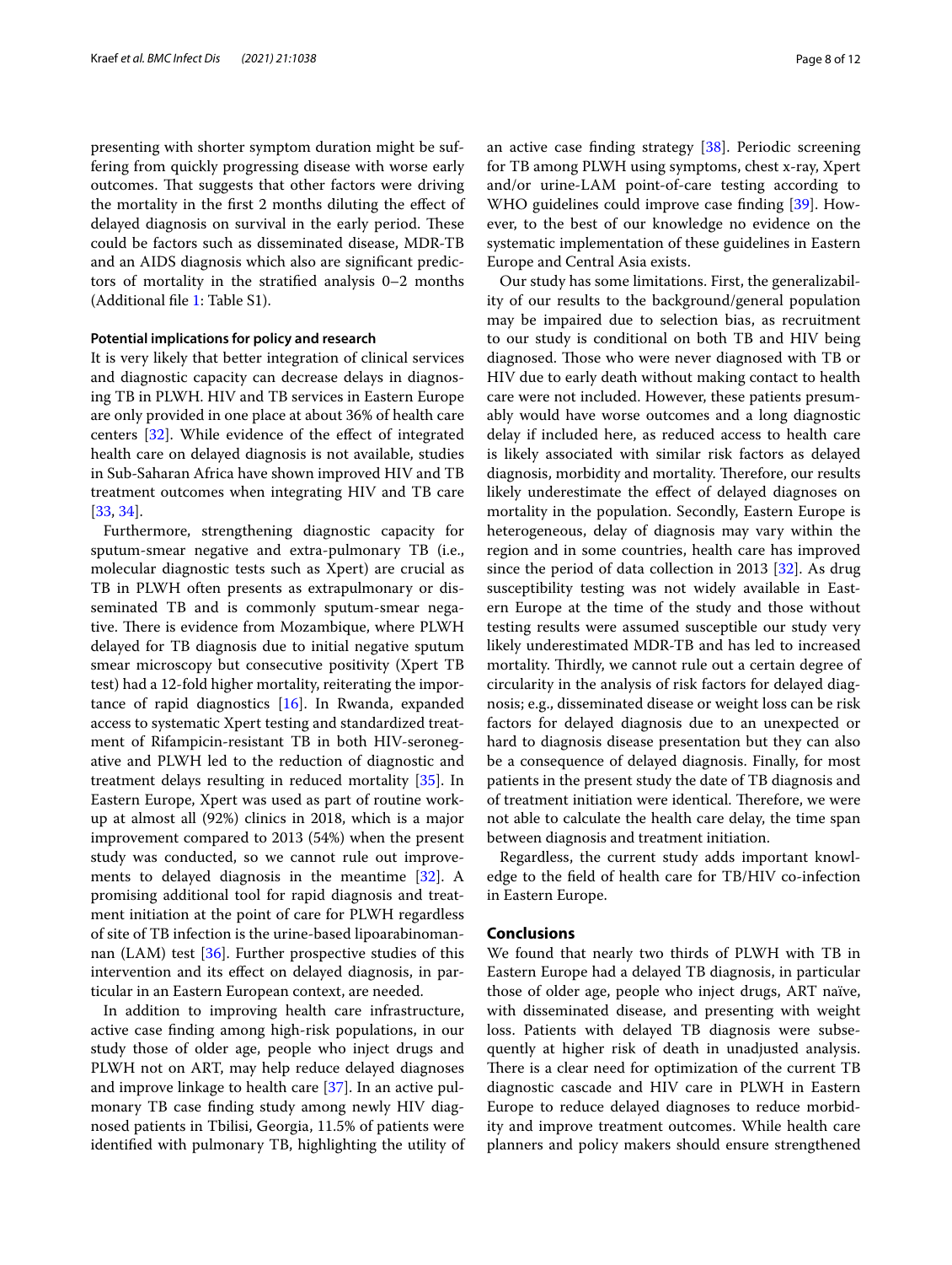presenting with shorter symptom duration might be suffering from quickly progressing disease with worse early outcomes. That suggests that other factors were driving the mortality in the first 2 months diluting the effect of delayed diagnosis on survival in the early period. These could be factors such as disseminated disease, MDR-TB and an AIDS diagnosis which also are significant predictors of mortality in the stratified analysis 0–2 months (Additional file 1: Table S1).

### Potential implications for policy and research

It is very likely that better integration of clinical services and diagnostic capacity can decrease delays in diagnosing TB in PLWH. HIV and TB services in Eastern Europe are only provided in one place at about 36% of health care centers [32]. While evidence of the effect of integrated health care on delayed diagnosis is not available, studies in Sub-Saharan Africa have shown improved HIV and TB treatment outcomes when integrating HIV and TB care [33, 34].

Furthermore, strengthening diagnostic capacity for sputum-smear negative and extra-pulmonary TB (i.e., molecular diagnostic tests such as Xpert) are crucial as TB in PLWH often presents as extrapulmonary or disseminated TB and is commonly sputum-smear negative. There is evidence from Mozambique, where PLWH delayed for TB diagnosis due to initial negative sputum smear microscopy but consecutive positivity (Xpert TB test) had a 12-fold higher mortality, reiterating the importance of rapid diagnostics [16]. In Rwanda, expanded access to systematic Xpert testing and standardized treatment of Rifampicin-resistant TB in both HIV-seronegative and PLWH led to the reduction of diagnostic and treatment delays resulting in reduced mortality [35]. In Eastern Europe, Xpert was used as part of routine workup at almost all (92%) clinics in 2018, which is a major improvement compared to 2013 (54%) when the present study was conducted, so we cannot rule out improvements to delayed diagnosis in the meantime [32]. A promising additional tool for rapid diagnosis and treatment initiation at the point of care for PLWH regardless of site of TB infection is the urine-based lipoarabinomannan (LAM) test [36]. Further prospective studies of this intervention and its effect on delayed diagnosis, in particular in an Eastern European context, are needed.

In addition to improving health care infrastructure, active case finding among high-risk populations, in our study those of older age, people who inject drugs and PLWH not on ART, may help reduce delayed diagnoses and improve linkage to health care [37]. In an active pulmonary TB case finding study among newly HIV diagnosed patients in Tbilisi, Georgia, 11.5% of patients were identified with pulmonary TB, highlighting the utility of an active case finding strategy [38]. Periodic screening for TB among PLWH using symptoms, chest x-ray, Xpert and/or urine-LAM point-of-care testing according to WHO guidelines could improve case finding [39]. However, to the best of our knowledge no evidence on the systematic implementation of these guidelines in Eastern Europe and Central Asia exists.

Our study has some limitations. First, the generalizability of our results to the background/general population may be impaired due to selection bias, as recruitment to our study is conditional on both TB and HIV being diagnosed. Those who were never diagnosed with TB or HIV due to early death without making contact to health care were not included. However, these patients presumably would have worse outcomes and a long diagnostic delay if included here, as reduced access to health care is likely associated with similar risk factors as delayed diagnosis, morbidity and mortality. Therefore, our results likely underestimate the effect of delayed diagnoses on mortality in the population. Secondly, Eastern Europe is heterogeneous, delay of diagnosis may vary within the region and in some countries, health care has improved since the period of data collection in 2013 [32]. As drug susceptibility testing was not widely available in Eastern Europe at the time of the study and those without testing results were assumed susceptible our study very likely underestimated MDR-TB and has led to increased mortality. Thirdly, we cannot rule out a certain degree of circularity in the analysis of risk factors for delayed diagnosis; e.g., disseminated disease or weight loss can be risk factors for delayed diagnosis due to an unexpected or hard to diagnosis disease presentation but they can also be a consequence of delayed diagnosis. Finally, for most patients in the present study the date of TB diagnosis and of treatment initiation were identical. Therefore, we were not able to calculate the health care delay, the time span between diagnosis and treatment initiation.

Regardless, the current study adds important knowledge to the field of health care for TB/HIV co-infection in Eastern Europe.

## Conclusions

We found that nearly two thirds of PLWH with TB in Eastern Europe had a delayed TB diagnosis, in particular those of older age, people who inject drugs, ART naïve, with disseminated disease, and presenting with weight loss. Patients with delayed TB diagnosis were subsequently at higher risk of death in unadjusted analysis. There is a clear need for optimization of the current TB diagnostic cascade and HIV care in PLWH in Eastern Europe to reduce delayed diagnoses to reduce morbidity and improve treatment outcomes. While health care planners and policy makers should ensure strengthened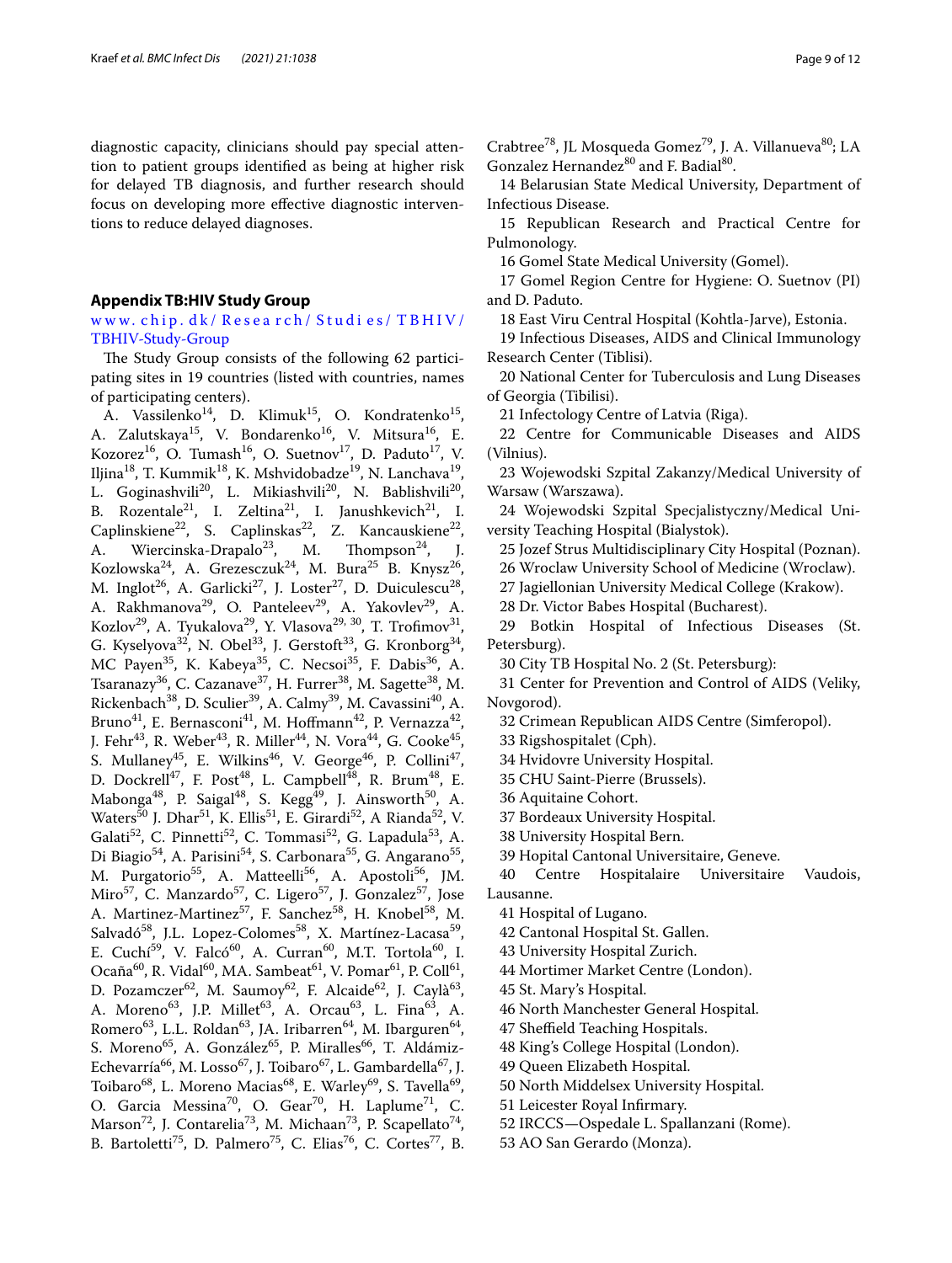diagnostic capacity, clinicians should pay special attention to patient groups identified as being at higher risk for delayed TB diagnosis, and further research should focus on developing more effective diagnostic interventions to reduce delayed diagnoses.

## Appendix TB:HIV Study Group

www.chip.dk/Research/Studies/TBHIV/TBHIV-Study-Group

The Study Group consists of the following 62 participating sites in 19 countries (listed with countries, names of participating centers).

A. Vassilenko[14], D. Klimuk[15], O. Kondratenko[15], A. Zalutskaya[15], V. Bondarenko[16], V. Mitsura[16], E. Kozorez[16], O. Tumash[16], O. Suetnov[17], D. Paduto[17], V. Iljina[18], T. Kummik[18], K. Mshvidobadze[19], N. Lanchava[19], L. Goginashvili[20], L. Mikiashvili[20], N. Bablishvili[20], B. Rozentale[21], I. Zeltina[21], I. Janushkevich[21], I. Caplinskiene[22], S. Caplinskas[22], Z. Kancauskiene[22], A. Wiercinska-Drapalo[23], M. Thompson[24], J. Kozlowska[24], A. Grezesczuk[24], M. Bura[25] B. Knysz[26], M. Inglot[26], A. Garlicki[27], J. Loster[27], D. Duiculescu[28], A. Rakhmanova[29], O. Panteleev[29], A. Yakovlev[29], A. Kozlov[29], A. Tyukalova[29], Y. Vlasova[29, 30], T. Trofimov[31], G. Kyselyova[32], N. Obel[33], J. Gerstoft[33], G. Kronborg[34], MC Payen[35], K. Kabeya[35], C. Necsoi[35], F. Dabis[36], A. Tsaranazy[36], C. Cazanave[37], H. Furrer[38], M. Sagette[38], M. Rickenbach[38], D. Sculier[39], A. Calmy[39], M. Cavassini[40], A. Bruno[41], E. Bernasconi[41], M. Hoffmann[42], P. Vernazza[42], J. Fehr[43], R. Weber[43], R. Miller[44], N. Vora[44], G. Cooke[45], S. Mullaney[45], E. Wilkins[46], V. George[46], P. Collini[47], D. Dockrell[47], F. Post[48], L. Campbell[48], R. Brum[48], E. Mabonga[48], P. Saigal[48], S. Kegg[49], J. Ainsworth[50], A. Waters[50] J. Dhar[51], K. Ellis[51], E. Girardi[52], A Rianda[52], V. Galati[52], C. Pinnetti[52], C. Tommasi[52], G. Lapadula[53], A. Di Biagio[54], A. Parisini[54], S. Carbonara[55], G. Angarano[55], M. Purgatorio[55], A. Matteelli[56], A. Apostoli[56], JM. Miro[57], C. Manzardo[57], C. Ligero[57], J. Gonzalez[57], Jose A. Martinez-Martinez[57], F. Sanchez[58], H. Knobel[58], M. Salvadó[58], J.L. Lopez-Colomes[58], X. Martínez-Lacasa[59], E. Cuchí[59], V. Falcó[60], A. Curran[60], M.T. Tortola[60], I. Ocaña[60], R. Vidal[60], MA. Sambeat[61], V. Pomar[61], P. Coll[61], D. Pozamczer[62], M. Saumoy[62], F. Alcaide[62], J. Caylà[63], A. Moreno[63], J.P. Millet[63], A. Orcau[63], L. Fina[63], A. Romero[63], L.L. Roldan[63], JA. Iribarren[64], M. Ibarguren[64], S. Moreno[65], A. González[65], P. Miralles[66], T. Aldámiz-Echevarría[66], M. Losso[67], J. Toibaro[67], L. Gambardella[67], J. Toibaro[68], L. Moreno Macias[68], E. Warley[69], S. Tavella[69], O. Garcia Messina[70], O. Gear[70], H. Laplume[71], C. Marson[72], J. Contarelia[73], M. Michaan[73], P. Scapellato[74], B. Bartoletti[75], D. Palmero[75], C. Elias[76], C. Cortes[77], B. Crabtree[78], JL Mosqueda Gomez[79], J. A. Villanueva[80]; LA Gonzalez Hernandez[80] and F. Badial[80].

14 Belarusian State Medical University, Department of Infectious Disease.

15 Republican Research and Practical Centre for Pulmonology.

16 Gomel State Medical University (Gomel).

17 Gomel Region Centre for Hygiene: O. Suetnov (PI) and D. Paduto.

18 East Viru Central Hospital (Kohtla-Jarve), Estonia.

19 Infectious Diseases, AIDS and Clinical Immunology Research Center (Tiblisi).

20 National Center for Tuberculosis and Lung Diseases of Georgia (Tibilisi).

21 Infectology Centre of Latvia (Riga).

22 Centre for Communicable Diseases and AIDS (Vilnius).

23 Wojewodski Szpital Zakanzy/Medical University of Warsaw (Warszawa).

24 Wojewodski Szpital Specjalistyczny/Medical University Teaching Hospital (Bialystok).

25 Jozef Strus Multidisciplinary City Hospital (Poznan).

26 Wroclaw University School of Medicine (Wroclaw).

27 Jagiellonian University Medical College (Krakow).

28 Dr. Victor Babes Hospital (Bucharest).

29 Botkin Hospital of Infectious Diseases (St. Petersburg).

30 City TB Hospital No. 2 (St. Petersburg):

31 Center for Prevention and Control of AIDS (Veliky, Novgorod).

32 Crimean Republican AIDS Centre (Simferopol).

33 Rigshospitalet (Cph).

34 Hvidovre University Hospital.

35 CHU Saint-Pierre (Brussels).

36 Aquitaine Cohort.

37 Bordeaux University Hospital.

38 University Hospital Bern.

39 Hopital Cantonal Universitaire, Geneve.

40 Centre Hospitalaire Universitaire Vaudois, Lausanne.

41 Hospital of Lugano.

42 Cantonal Hospital St. Gallen.

43 University Hospital Zurich.

44 Mortimer Market Centre (London).

45 St. Mary's Hospital.

46 North Manchester General Hospital.

47 Sheffield Teaching Hospitals.

48 King's College Hospital (London).

49 Queen Elizabeth Hospital.

50 North Middelsex University Hospital.

51 Leicester Royal Infirmary.

52 IRCCS—Ospedale L. Spallanzani (Rome).

53 AO San Gerardo (Monza).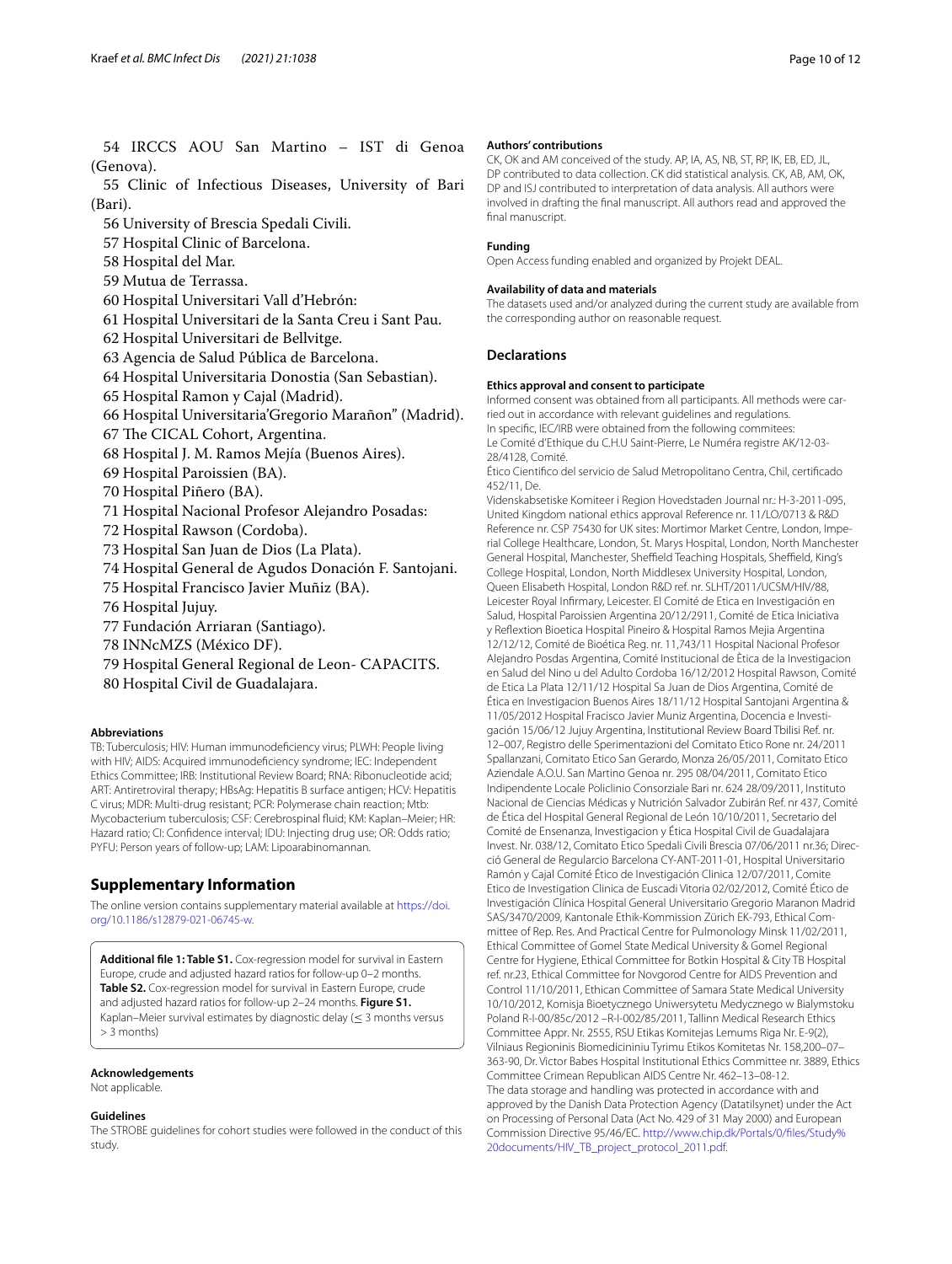54 IRCCS AOU San Martino – IST di Genoa (Genova).

55 Clinic of Infectious Diseases, University of Bari (Bari).

56 University of Brescia Spedali Civili.

57 Hospital Clinic of Barcelona.

58 Hospital del Mar.

59 Mutua de Terrassa.

60 Hospital Universitari Vall d'Hebrón:

61 Hospital Universitari de la Santa Creu i Sant Pau.

62 Hospital Universitari de Bellvitge.

63 Agencia de Salud Pública de Barcelona.

64 Hospital Universitaria Donostia (San Sebastian).

65 Hospital Ramon y Cajal (Madrid).

66 Hospital Universitaria'Gregorio Marañon" (Madrid).

67 The CICAL Cohort, Argentina.

68 Hospital J. M. Ramos Mejía (Buenos Aires).

69 Hospital Paroissien (BA).

70 Hospital Piñero (BA).

71 Hospital Nacional Profesor Alejandro Posadas:

72 Hospital Rawson (Cordoba).

73 Hospital San Juan de Dios (La Plata).

74 Hospital General de Agudos Donación F. Santojani.

75 Hospital Francisco Javier Muñiz (BA).

76 Hospital Jujuy.

77 Fundación Arriaran (Santiago).

78 INNcMZS (México DF).

79 Hospital General Regional de Leon- CAPACITS.

80 Hospital Civil de Guadalajara.

#### Abbreviations

TB: Tuberculosis; HIV: Human immunodeficiency virus; PLWH: People living with HIV; AIDS: Acquired immunodeficiency syndrome; IEC: Independent Ethics Committee; IRB: Institutional Review Board; RNA: Ribonucleotide acid; ART: Antiretroviral therapy; HBsAg: Hepatitis B surface antigen; HCV: Hepatitis C virus; MDR: Multi-drug resistant; PCR: Polymerase chain reaction; Mtb: Mycobacterium tuberculosis; CSF: Cerebrospinal fluid; KM: Kaplan–Meier; HR: Hazard ratio; CI: Confidence interval; IDU: Injecting drug use; OR: Odds ratio; PYFU: Person years of follow-up; LAM: Lipoarabinomannan.

## Supplementary Information

The online version contains supplementary material available at https://doi.org/10.1186/s12879-021-06745-w.

**Additional file 1: Table S1.** Cox-regression model for survival in Eastern Europe, crude and adjusted hazard ratios for follow-up 0–2 months. **Table S2.** Cox-regression model for survival in Eastern Europe, crude and adjusted hazard ratios for follow-up 2–24 months. **Figure S1.** Kaplan–Meier survival estimates by diagnostic delay (≤ 3 months versus > 3 months)

#### Acknowledgements

Not applicable.

#### Guidelines

The STROBE guidelines for cohort studies were followed in the conduct of this study.

#### Authors' contributions

CK, OK and AM conceived of the study. AP, IA, AS, NB, ST, RP, IK, EB, ED, JL, DP contributed to data collection. CK did statistical analysis. CK, AB, AM, OK, DP and ISJ contributed to interpretation of data analysis. All authors were involved in drafting the final manuscript. All authors read and approved the final manuscript.

#### Funding

Open Access funding enabled and organized by Projekt DEAL.

#### Availability of data and materials

The datasets used and/or analyzed during the current study are available from the corresponding author on reasonable request.

## Declarations

#### Ethics approval and consent to participate

Informed consent was obtained from all participants. All methods were carried out in accordance with relevant guidelines and regulations.

In specific, IEC/IRB were obtained from the following commitees:

Le Comité d'Ethique du C.H.U Saint-Pierre, Le Numéra registre AK/12-03-28/4128, Comité.

Ético Cientifico del servicio de Salud Metropolitano Centra, Chil, certificado 452/11, De.

Videnskabsetiske Komiteer i Region Hovedstaden Journal nr.: H-3-2011-095, United Kingdom national ethics approval Reference nr. 11/LO/0713 & R&D Reference nr. CSP 75430 for UK sites: Mortimor Market Centre, London, Imperial College Healthcare, London, St. Marys Hospital, London, North Manchester General Hospital, Manchester, Sheffield Teaching Hospitals, Sheffield, King's College Hospital, London, North Middlesex University Hospital, London, Queen Elisabeth Hospital, London R&D ref. nr. SLHT/2011/UCSM/HIV/88, Leicester Royal Infirmary, Leicester. El Comité de Etica en Investigación en Salud, Hospital Paroissien Argentina 20/12/2911, Comité de Etica Iniciativa y Reflextion Bioetica Hospital Pineiro & Hospital Ramos Mejia Argentina 12/12/12, Comité de Bioética Reg. nr. 11,743/11 Hospital Nacional Profesor Alejandro Posdas Argentina, Comité Institucional de Ètica de la Investigacion en Salud del Nino u del Adulto Cordoba 16/12/2012 Hospital Rawson, Comité de Etica La Plata 12/11/12 Hospital Sa Juan de Dios Argentina, Comité de Ética en Investigacion Buenos Aires 18/11/12 Hospital Santojani Argentina & 11/05/2012 Hospital Fracisco Javier Muniz Argentina, Docencia e Investigación 15/06/12 Jujuy Argentina, Institutional Review Board Tbilisi Ref. nr. 12–007, Registro delle Sperimentazioni del Comitato Etico Rone nr. 24/2011 Spallanzani, Comitato Etico San Gerardo, Monza 26/05/2011, Comitato Etico Aziendale A.O.U. San Martino Genoa nr. 295 08/04/2011, Comitato Etico Indipendente Locale Policlinio Consorziale Bari nr. 624 28/09/2011, Instituto Nacional de Ciencias Médicas y Nutrición Salvador Zubirán Ref. nr 437, Comité de Ética del Hospital General Regional de León 10/10/2011, Secretario del Comité de Ensenanza, Investigacion y Ética Hospital Civil de Guadalajara Invest. Nr. 038/12, Comitato Etico Spedali Civili Brescia 07/06/2011 nr.36; Direcció General de Regularcio Barcelona CY-ANT-2011-01, Hospital Universitario Ramón y Cajal Comité Ético de Investigación Clinica 12/07/2011, Comite Etico de Investigation Clinica de Euscadi Vitoria 02/02/2012, Comité Ético de Investigación Clínica Hospital General Universitario Gregorio Maranon Madrid SAS/3470/2009, Kantonale Ethik-Kommission Zürich EK-793, Ethical Committee of Rep. Res. And Practical Centre for Pulmonology Minsk 11/02/2011, Ethical Committee of Gomel State Medical University & Gomel Regional Centre for Hygiene, Ethical Committee for Botkin Hospital & City TB Hospital ref. nr.23, Ethical Committee for Novgorod Centre for AIDS Prevention and Control 11/10/2011, Ethican Committee of Samara State Medical University 10/10/2012, Komisja Bioetycznego Uniwersytetu Medycznego w Bialymstoku Poland R-I-00/85c/2012 –R-I-002/85/2011, Tallinn Medical Research Ethics Committee Appr. Nr. 2555, RSU Etikas Komitejas Lemums Riga Nr. E-9(2), Vilniaus Regioninis Biomedicininiu Tyrimu Etikos Komitetas Nr. 158,200–07–363-90, Dr. Victor Babes Hospital Institutional Ethics Committee nr. 3889, Ethics Committee Crimean Republican AIDS Centre Nr. 462–13–08-12.

The data storage and handling was protected in accordance with and approved by the Danish Data Protection Agency (Datatilsynet) under the Act on Processing of Personal Data (Act No. 429 of 31 May 2000) and European Commission Directive 95/46/EC. http://www.chip.dk/Portals/0/files/Study%20documents/HIV_TB_project_protocol_2011.pdf.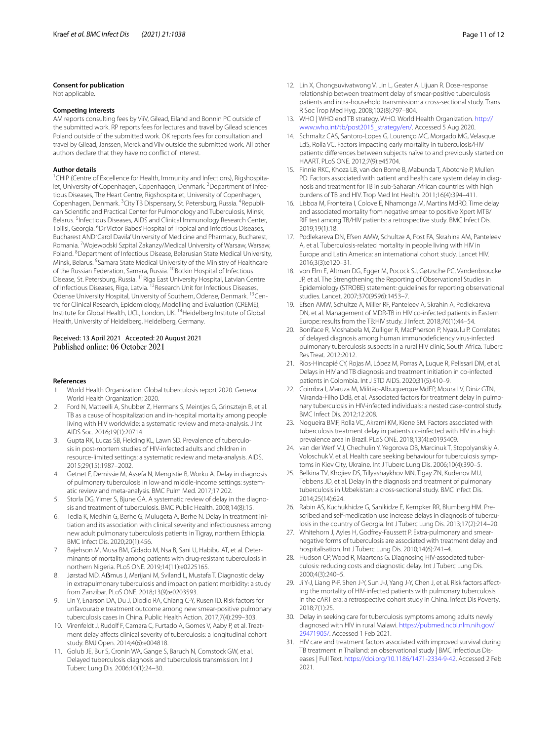### Consent for publication

Not applicable.

### Competing interests

AM reports consulting fees by ViiV, Gilead, Eiland and Bonnin PC outside of the submitted work. RP reports fees for lectures and travel by Gilead sciences Poland outside of the submitted work. OK reports fees for consultation and travel by Gilead, Janssen, Merck and Viiv outside the submitted work. All other authors declare that they have no conflict of interest.

### Author details

[1]CHIP (Centre of Excellence for Health, Immunity and Infections), Rigshospitalet, University of Copenhagen, Copenhagen, Denmark. [2]Department of Infectious Diseases, The Heart Centre, Rigshospitalet, University of Copenhagen, Copenhagen, Denmark. [3]City TB Dispensary, St. Petersburg, Russia. [4]Republican Scientific and Practical Center for Pulmonology and Tuberculosis, Minsk, Belarus. [5]Infectious Diseases, AIDS and Clinical Immunology Research Center, Tbilisi, Georgia. [6]Dr Victor Babes' Hospital of Tropical and Infectious Diseases, Bucharest AND 'Carol Davila' University of Medicine and Pharmacy, Bucharest, Romania. [7]Wojewodski Szpital Zakanzy/Medical University of Warsaw, Warsaw, Poland. [8]Department of Infectious Disease, Belarusian State Medical University, Minsk, Belarus. [9]Samara State Medical University of the Ministry of Healthcare of the Russian Federation, Samara, Russia. [10]Botkin Hospital of Infectious Disease, St. Petersburg, Russia. [11]Riga East University Hospital, Latvian Centre of Infectious Diseases, Riga, Latvia. [12]Research Unit for Infectious Diseases, Odense University Hospital, University of Southern, Odense, Denmark. [13]Centre for Clinical Research, Epidemiology, Modelling and Evaluation (CREME), Institute for Global Health, UCL, London, UK. [14]Heidelberg Institute of Global Health, University of Heidelberg, Heidelberg, Germany.

Received: 13 April 2021 Accepted: 20 August 2021
Published online: 06 October 2021

### References

1. World Health Organization. Global tuberculosis report 2020. Geneva: World Health Organization; 2020.
2. Ford N, Matteelli A, Shubber Z, Hermans S, Meintjes G, Grinsztejn B, et al. TB as a cause of hospitalization and in-hospital mortality among people living with HIV worldwide: a systematic review and meta-analysis. J Int AIDS Soc. 2016;19(1):20714.
3. Gupta RK, Lucas SB, Fielding KL, Lawn SD. Prevalence of tuberculosis in post-mortem studies of HIV-infected adults and children in resource-limited settings: a systematic review and meta-analysis. AIDS. 2015;29(15):1987–2002.
4. Getnet F, Demissie M, Assefa N, Mengistie B, Worku A. Delay in diagnosis of pulmonary tuberculosis in low-and middle-income settings: systematic review and meta-analysis. BMC Pulm Med. 2017;17:202.
5. Storla DG, Yimer S, Bjune GA. A systematic review of delay in the diagnosis and treatment of tuberculosis. BMC Public Health. 2008;14(8):15.
6. Tedla K, Medhin G, Berhe G, Mulugeta A, Berhe N. Delay in treatment initiation and its association with clinical severity and infectiousness among new adult pulmonary tuberculosis patients in Tigray, northern Ethiopia. BMC Infect Dis. 2020;20(1):456.
7. Bajehson M, Musa BM, Gidado M, Nsa B, Sani U, Habibu AT, et al. Determinants of mortality among patients with drug-resistant tuberculosis in northern Nigeria. PLoS ONE. 2019;14(11):e0225165.
8. Jørstad MD, Aßmus J, Marijani M, Sviland L, Mustafa T. Diagnostic delay in extrapulmonary tuberculosis and impact on patient morbidity: a study from Zanzibar. PLoS ONE. 2018;13(9):e0203593.
9. Lin Y, Enarson DA, Du J, Dlodlo RA, Chiang C-Y, Rusen ID. Risk factors for unfavourable treatment outcome among new smear-positive pulmonary tuberculosis cases in China. Public Health Action. 2017;7(4):299–303.
10. Virenfeldt J, Rudolf F, Camara C, Furtado A, Gomes V, Aaby P, et al. Treatment delay affects clinical severity of tuberculosis: a longitudinal cohort study. BMJ Open. 2014;4(6):e004818.
11. Golub JE, Bur S, Cronin WA, Gange S, Baruch N, Comstock GW, et al. Delayed tuberculosis diagnosis and tuberculosis transmission. Int J Tuberc Lung Dis. 2006;10(1):24–30.
12. Lin X, Chongsuvivatwong V, Lin L, Geater A, Lijuan R. Dose-response relationship between treatment delay of smear-positive tuberculosis patients and intra-household transmission: a cross-sectional study. Trans R Soc Trop Med Hyg. 2008;102(8):797–804.
13. WHO | WHO end TB strategy. WHO. World Health Organization. http://www.who.int/tb/post2015_strategy/en/. Accessed 5 Aug 2020.
14. Schmaltz CAS, Santoro-Lopes G, Lourenço MC, Morgado MG, Velasque LdS, Rolla VC. Factors impacting early mortality in tuberculosis/HIV patients: differences between subjects naïve to and previously started on HAART. PLoS ONE. 2012;7(9):e45704.
15. Finnie RKC, Khoza LB, van den Borne B, Mabunda T, Abotchie P, Mullen PD. Factors associated with patient and health care system delay in diagnosis and treatment for TB in sub-Saharan African countries with high burdens of TB and HIV. Trop Med Int Health. 2011;16(4):394–411.
16. Lisboa M, Fronteira I, Colove E, Nhamonga M, Martins MdRO. Time delay and associated mortality from negative smear to positive Xpert MTB/RIF test among TB/HIV patients: a retrospective study. BMC Infect Dis. 2019;19(1):18.
17. Podlekareva DN, Efsen AMW, Schultze A, Post FA, Skrahina AM, Panteleev A, et al. Tuberculosis-related mortality in people living with HIV in Europe and Latin America: an international cohort study. Lancet HIV. 2016;3(3):e120–31.
18. von Elm E, Altman DG, Egger M, Pocock SJ, Gøtzsche PC, Vandenbroucke JP, et al. The Strengthening the Reporting of Observational Studies in Epidemiology (STROBE) statement: guidelines for reporting observational studies. Lancet. 2007;370(9596):1453–7.
19. Efsen AMW, Schultze A, Miller RF, Panteleev A, Skrahin A, Podlekareva DN, et al. Management of MDR-TB in HIV co-infected patients in Eastern Europe: results from the TB:HIV study. J Infect. 2018;76(1):44–54.
20. Boniface R, Moshabela M, Zulliger R, MacPherson P, Nyasulu P. Correlates of delayed diagnosis among human immunodeficiency virus-infected pulmonary tuberculosis suspects in a rural HIV clinic, South Africa. Tuberc Res Treat. 2012;2012.
21. Ríos-Hincapié CY, Rojas M, López M, Porras A, Luque R, Pelissari DM, et al. Delays in HIV and TB diagnosis and treatment initiation in co-infected patients in Colombia. Int J STD AIDS. 2020;31(5):410–9.
22. Coimbra I, Maruza M, Militão-Albuquerque MdFP, Moura LV, Diniz GTN, Miranda-Filho DdB, et al. Associated factors for treatment delay in pulmonary tuberculosis in HIV-infected individuals: a nested case-control study. BMC Infect Dis. 2012;12:208.
23. Nogueira BMF, Rolla VC, Akrami KM, Kiene SM. Factors associated with tuberculosis treatment delay in patients co-infected with HIV in a high prevalence area in Brazil. PLoS ONE. 2018;13(4):e0195409.
24. van der Werf MJ, Chechulin Y, Yegorova OB, Marcinuk T, Stopolyanskiy A, Voloschuk V, et al. Health care seeking behaviour for tuberculosis symptoms in Kiev City, Ukraine. Int J Tuberc Lung Dis. 2006;10(4):390–5.
25. Belkina TV, Khojiev DS, Tillyashaykhov MN, Tigay ZN, Kudenov MU, Tebbens JD, et al. Delay in the diagnosis and treatment of pulmonary tuberculosis in Uzbekistan: a cross-sectional study. BMC Infect Dis. 2014;25(14):624.
26. Rabin AS, Kuchukhidze G, Sanikidze E, Kempker RR, Blumberg HM. Prescribed and self-medication use increase delays in diagnosis of tuberculosis in the country of Georgia. Int J Tuberc Lung Dis. 2013;17(2):214–20.
27. Whitehorn J, Ayles H, Godfrey-Faussett P. Extra-pulmonary and smear-negative forms of tuberculosis are associated with treatment delay and hospitalisation. Int J Tuberc Lung Dis. 2010;14(6):741–4.
28. Hudson CP, Wood R, Maartens G. Diagnosing HIV-associated tuberculosis: reducing costs and diagnostic delay. Int J Tuberc Lung Dis. 2000;4(3):240–5.
29. Ji Y-J, Liang P-P, Shen J-Y, Sun J-J, Yang J-Y, Chen J, et al. Risk factors affecting the mortality of HIV-infected patients with pulmonary tuberculosis in the cART era: a retrospective cohort study in China. Infect Dis Poverty. 2018;7(1):25.
30. Delay in seeking care for tuberculosis symptoms among adults newly diagnosed with HIV in rural Malawi. https://pubmed.ncbi.nlm.nih.gov/29471905/. Accessed 1 Feb 2021.
31. HIV care and treatment factors associated with improved survival during TB treatment in Thailand: an observational study | BMC Infectious Diseases | Full Text. https://doi.org/10.1186/1471-2334-9-42. Accessed 2 Feb 2021.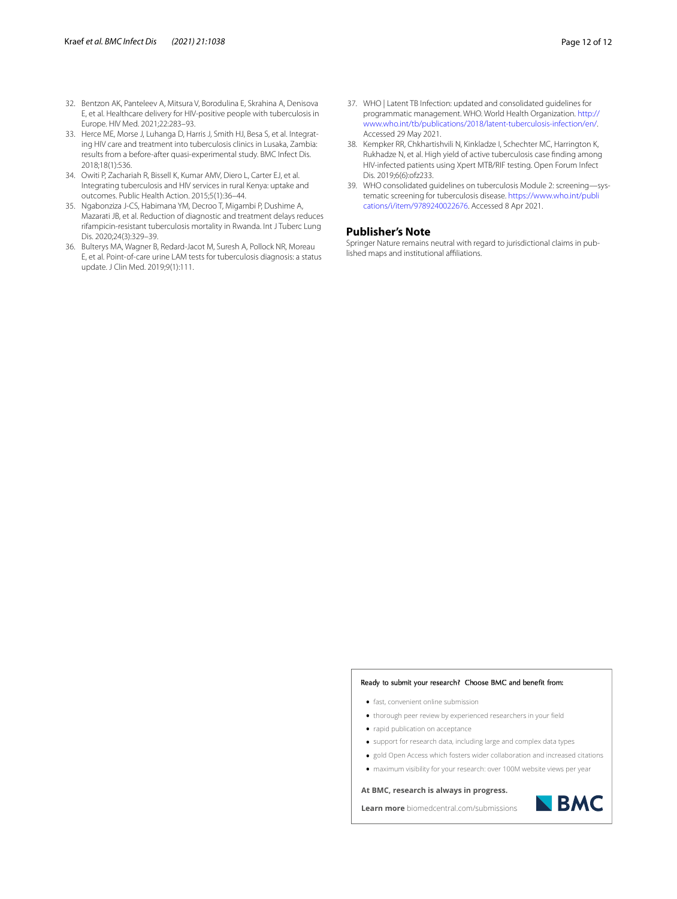32. Bentzon AK, Panteleev A, Mitsura V, Borodulina E, Skrahina A, Denisova E, et al. Healthcare delivery for HIV-positive people with tuberculosis in Europe. HIV Med. 2021;22:283–93.
33. Herce ME, Morse J, Luhanga D, Harris J, Smith HJ, Besa S, et al. Integrating HIV care and treatment into tuberculosis clinics in Lusaka, Zambia: results from a before-after quasi-experimental study. BMC Infect Dis. 2018;18(1):536.
34. Owiti P, Zachariah R, Bissell K, Kumar AMV, Diero L, Carter EJ, et al. Integrating tuberculosis and HIV services in rural Kenya: uptake and outcomes. Public Health Action. 2015;5(1):36–44.
35. Ngabonziza J-CS, Habimana YM, Decroo T, Migambi P, Dushime A, Mazarati JB, et al. Reduction of diagnostic and treatment delays reduces rifampicin-resistant tuberculosis mortality in Rwanda. Int J Tuberc Lung Dis. 2020;24(3):329–39.
36. Bulterys MA, Wagner B, Redard-Jacot M, Suresh A, Pollock NR, Moreau E, et al. Point-of-care urine LAM tests for tuberculosis diagnosis: a status update. J Clin Med. 2019;9(1):111.
37. WHO | Latent TB Infection: updated and consolidated guidelines for programmatic management. WHO. World Health Organization. http://www.who.int/tb/publications/2018/latent-tuberculosis-infection/en/. Accessed 29 May 2021.
38. Kempker RR, Chkhartishvili N, Kinkladze I, Schechter MC, Harrington K, Rukhadze N, et al. High yield of active tuberculosis case finding among HIV-infected patients using Xpert MTB/RIF testing. Open Forum Infect Dis. 2019;6(6):ofz233.
39. WHO consolidated guidelines on tuberculosis Module 2: screening—systematic screening for tuberculosis disease. https://www.who.int/publications/i/item/9789240022676. Accessed 8 Apr 2021.

## Publisher's Note

Springer Nature remains neutral with regard to jurisdictional claims in published maps and institutional affiliations.

Ready to submit your research? Choose BMC and benefit from:

- fast, convenient online submission
- thorough peer review by experienced researchers in your field
- rapid publication on acceptance
- support for research data, including large and complex data types
- gold Open Access which fosters wider collaboration and increased citations
- maximum visibility for your research: over 100M website views per year

**At BMC, research is always in progress.**

**Learn more** biomedcentral.com/submissions

BMC